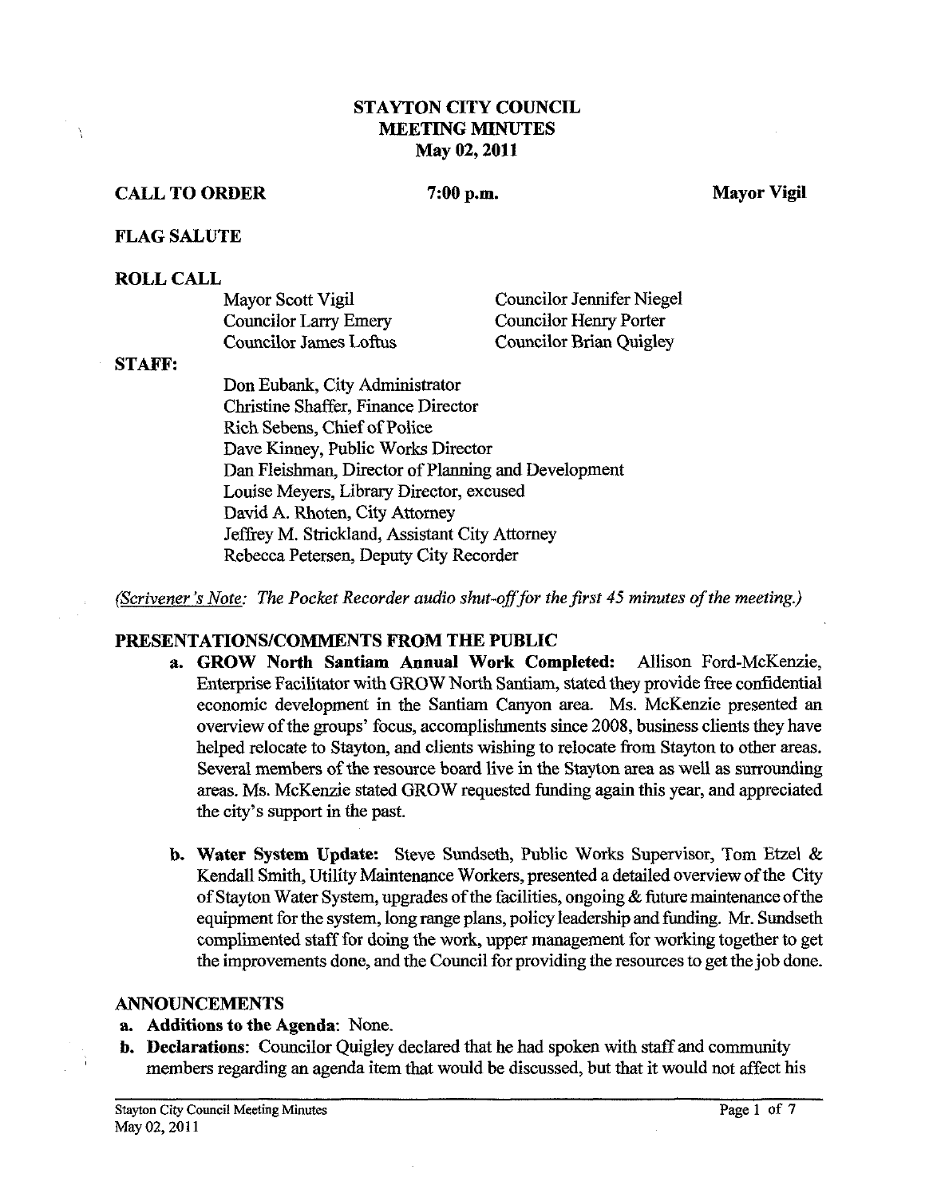# STAYTON CITY COUNCIL
## MEETING MINUTES
### May 02, 2011

**CALL TO ORDER** **7:00 p.m.** **Mayor Vigil**

**FLAG SALUTE**

**ROLL CALL**

Mayor Scott Vigil
Councilor Larry Emery
Councilor James Loftus
Councilor Jennifer Niegel
Councilor Henry Porter
Councilor Brian Quigley

**STAFF:**

Don Eubank, City Administrator
Christine Shaffer, Finance Director
Rich Sebens, Chief of Police
Dave Kinney, Public Works Director
Dan Fleishman, Director of Planning and Development
Louise Meyers, Library Director, excused
David A. Rhoten, City Attorney
Jeffrey M. Strickland, Assistant City Attorney
Rebecca Petersen, Deputy City Recorder

*(Scrivener's Note: The Pocket Recorder audio shut-off for the first 45 minutes of the meeting.)*

**PRESENTATIONS/COMMENTS FROM THE PUBLIC**

a. **GROW North Santiam Annual Work Completed:** Allison Ford-McKenzie, Enterprise Facilitator with GROW North Santiam, stated they provide free confidential economic development in the Santiam Canyon area. Ms. McKenzie presented an overview of the groups' focus, accomplishments since 2008, business clients they have helped relocate to Stayton, and clients wishing to relocate from Stayton to other areas. Several members of the resource board live in the Stayton area as well as surrounding areas. Ms. McKenzie stated GROW requested funding again this year, and appreciated the city's support in the past.

b. **Water System Update:** Steve Sundseth, Public Works Supervisor, Tom Etzel & Kendall Smith, Utility Maintenance Workers, presented a detailed overview of the City of Stayton Water System, upgrades of the facilities, ongoing & future maintenance of the equipment for the system, long range plans, policy leadership and funding. Mr. Sundseth complimented staff for doing the work, upper management for working together to get the improvements done, and the Council for providing the resources to get the job done.

**ANNOUNCEMENTS**

a. **Additions to the Agenda**: None.
b. **Declarations**: Councilor Quigley declared that he had spoken with staff and community members regarding an agenda item that would be discussed, but that it would not affect his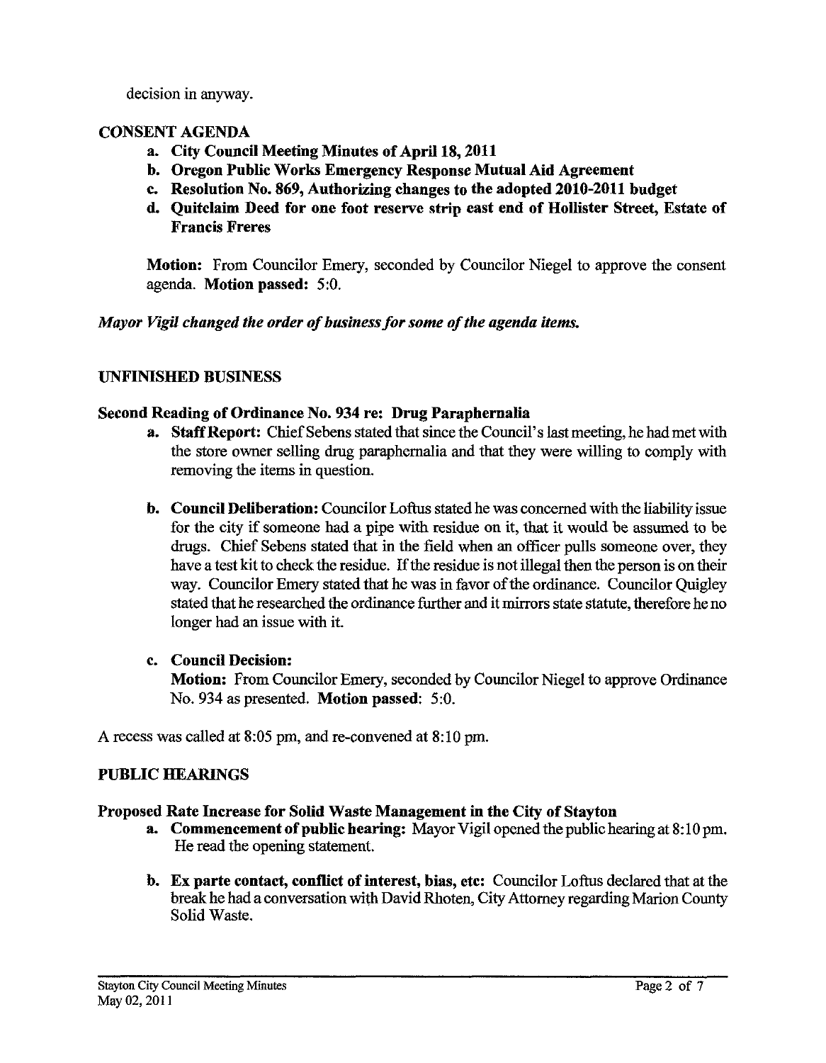decision in anyway.

## CONSENT AGENDA

a. **City Council Meeting Minutes of April 18, 2011**
b. **Oregon Public Works Emergency Response Mutual Aid Agreement**
c. **Resolution No. 869, Authorizing changes to the adopted 2010-2011 budget**
d. **Quitclaim Deed for one foot reserve strip east end of Hollister Street, Estate of Francis Freres**

**Motion:** From Councilor Emery, seconded by Councilor Niegel to approve the consent agenda. **Motion passed:** 5:0.

***Mayor Vigil changed the order of business for some of the agenda items.***

## UNFINISHED BUSINESS

### Second Reading of Ordinance No. 934 re: Drug Paraphernalia

a. **Staff Report:** Chief Sebens stated that since the Council's last meeting, he had met with the store owner selling drug paraphernalia and that they were willing to comply with removing the items in question.

b. **Council Deliberation:** Councilor Loftus stated he was concerned with the liability issue for the city if someone had a pipe with residue on it, that it would be assumed to be drugs. Chief Sebens stated that in the field when an officer pulls someone over, they have a test kit to check the residue. If the residue is not illegal then the person is on their way. Councilor Emery stated that he was in favor of the ordinance. Councilor Quigley stated that he researched the ordinance further and it mirrors state statute, therefore he no longer had an issue with it.

c. **Council Decision:**
**Motion:** From Councilor Emery, seconded by Councilor Niegel to approve Ordinance No. 934 as presented. **Motion passed:** 5:0.

A recess was called at 8:05 pm, and re-convened at 8:10 pm.

## PUBLIC HEARINGS

### Proposed Rate Increase for Solid Waste Management in the City of Stayton

a. **Commencement of public hearing:** Mayor Vigil opened the public hearing at 8:10 pm. He read the opening statement.

b. **Ex parte contact, conflict of interest, bias, etc:** Councilor Loftus declared that at the break he had a conversation with David Rhoten, City Attorney regarding Marion County Solid Waste.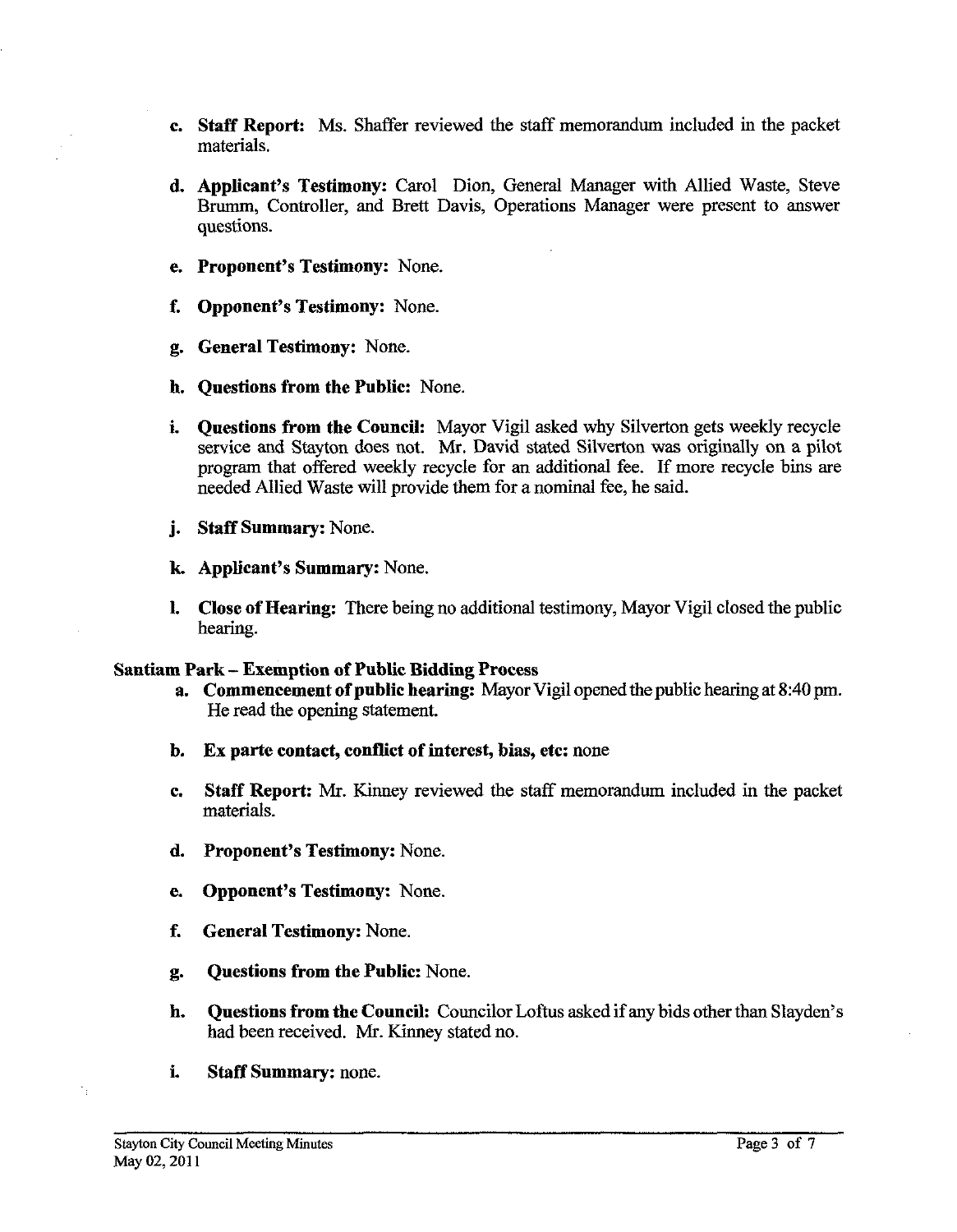c. **Staff Report:** Ms. Shaffer reviewed the staff memorandum included in the packet materials.

d. **Applicant's Testimony:** Carol Dion, General Manager with Allied Waste, Steve Brumm, Controller, and Brett Davis, Operations Manager were present to answer questions.

e. **Proponent's Testimony:** None.

f. **Opponent's Testimony:** None.

g. **General Testimony:** None.

h. **Questions from the Public:** None.

i. **Questions from the Council:** Mayor Vigil asked why Silverton gets weekly recycle service and Stayton does not. Mr. David stated Silverton was originally on a pilot program that offered weekly recycle for an additional fee. If more recycle bins are needed Allied Waste will provide them for a nominal fee, he said.

j. **Staff Summary:** None.

k. **Applicant's Summary:** None.

l. **Close of Hearing:** There being no additional testimony, Mayor Vigil closed the public hearing.

**Santiam Park – Exemption of Public Bidding Process**

a. **Commencement of public hearing:** Mayor Vigil opened the public hearing at 8:40 pm. He read the opening statement.

b. **Ex parte contact, conflict of interest, bias, etc:** none

c. **Staff Report:** Mr. Kinney reviewed the staff memorandum included in the packet materials.

d. **Proponent's Testimony:** None.

e. **Opponent's Testimony:** None.

f. **General Testimony:** None.

g. **Questions from the Public:** None.

h. **Questions from the Council:** Councilor Loftus asked if any bids other than Slayden's had been received. Mr. Kinney stated no.

i. **Staff Summary:** none.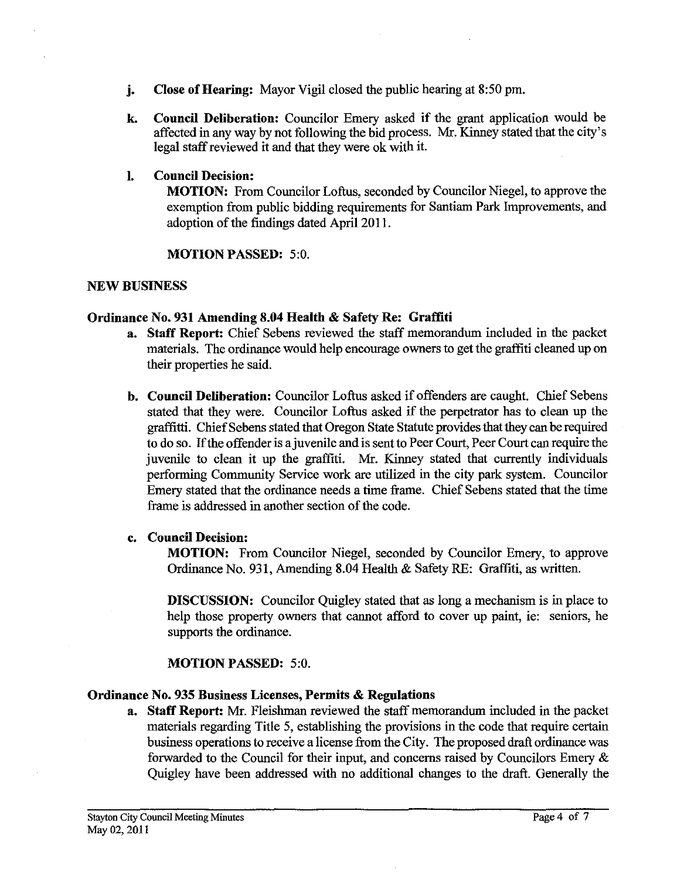j. **Close of Hearing:** Mayor Vigil closed the public hearing at 8:50 pm.

k. **Council Deliberation:** Councilor Emery asked if the grant application would be affected in any way by not following the bid process. Mr. Kinney stated that the city's legal staff reviewed it and that they were ok with it.

l. **Council Decision:**

**MOTION:** From Councilor Loftus, seconded by Councilor Niegel, to approve the exemption from public bidding requirements for Santiam Park Improvements, and adoption of the findings dated April 2011.

**MOTION PASSED:** 5:0.

## NEW BUSINESS

### Ordinance No. 931 Amending 8.04 Health & Safety Re: Graffiti

a. **Staff Report:** Chief Sebens reviewed the staff memorandum included in the packet materials. The ordinance would help encourage owners to get the graffiti cleaned up on their properties he said.

b. **Council Deliberation:** Councilor Loftus asked if offenders are caught. Chief Sebens stated that they were. Councilor Loftus asked if the perpetrator has to clean up the graffitti. Chief Sebens stated that Oregon State Statute provides that they can be required to do so. If the offender is a juvenile and is sent to Peer Court, Peer Court can require the juvenile to clean it up the graffiti. Mr. Kinney stated that currently individuals performing Community Service work are utilized in the city park system. Councilor Emery stated that the ordinance needs a time frame. Chief Sebens stated that the time frame is addressed in another section of the code.

c. **Council Decision:**

**MOTION:** From Councilor Niegel, seconded by Councilor Emery, to approve Ordinance No. 931, Amending 8.04 Health & Safety RE: Graffiti, as written.

**DISCUSSION:** Councilor Quigley stated that as long a mechanism is in place to help those property owners that cannot afford to cover up paint, ie: seniors, he supports the ordinance.

**MOTION PASSED:** 5:0.

### Ordinance No. 935 Business Licenses, Permits & Regulations

a. **Staff Report:** Mr. Fleishman reviewed the staff memorandum included in the packet materials regarding Title 5, establishing the provisions in the code that require certain business operations to receive a license from the City. The proposed draft ordinance was forwarded to the Council for their input, and concerns raised by Councilors Emery & Quigley have been addressed with no additional changes to the draft. Generally the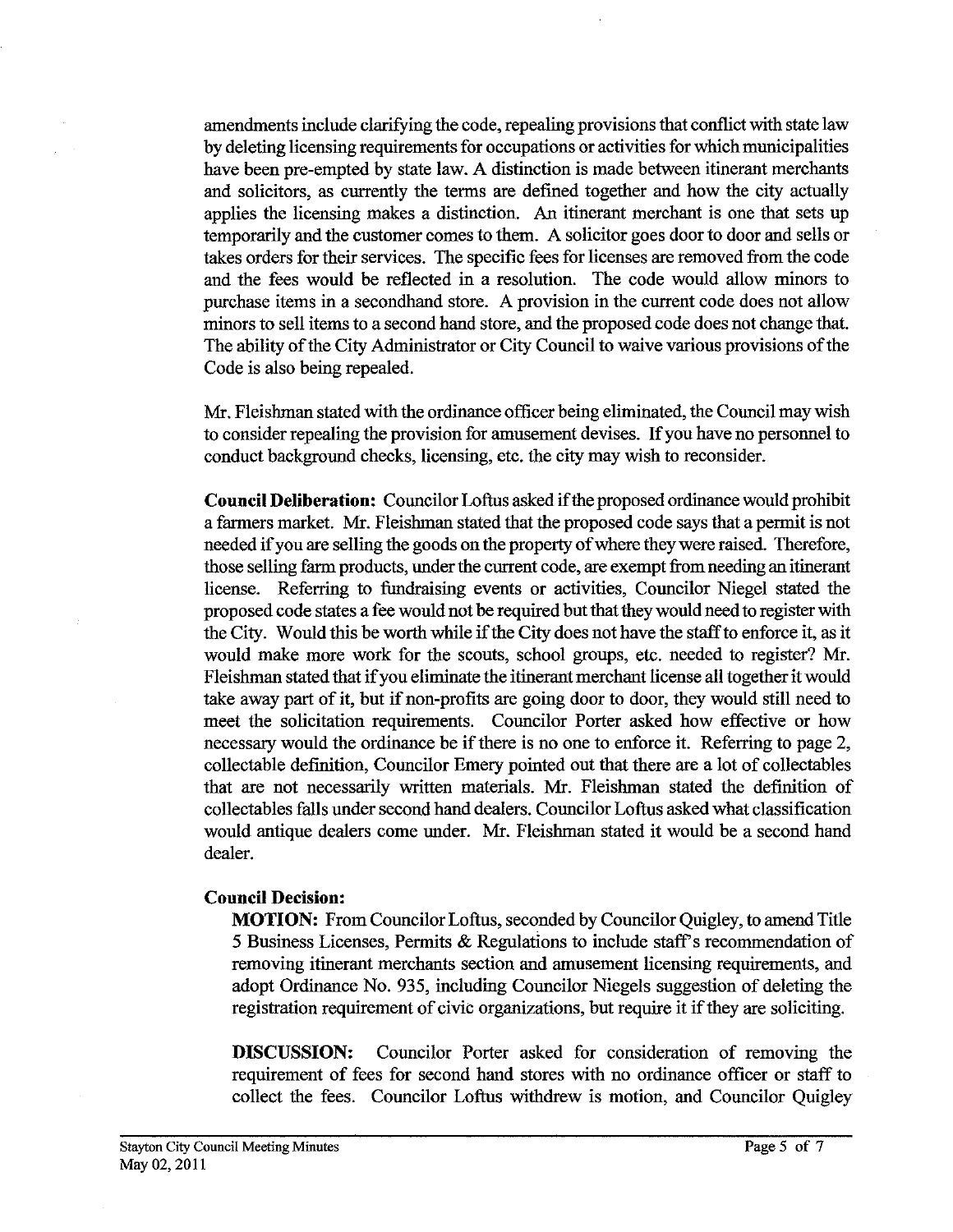amendments include clarifying the code, repealing provisions that conflict with state law by deleting licensing requirements for occupations or activities for which municipalities have been pre-empted by state law. A distinction is made between itinerant merchants and solicitors, as currently the terms are defined together and how the city actually applies the licensing makes a distinction. An itinerant merchant is one that sets up temporarily and the customer comes to them. A solicitor goes door to door and sells or takes orders for their services. The specific fees for licenses are removed from the code and the fees would be reflected in a resolution. The code would allow minors to purchase items in a secondhand store. A provision in the current code does not allow minors to sell items to a second hand store, and the proposed code does not change that. The ability of the City Administrator or City Council to waive various provisions of the Code is also being repealed.

Mr. Fleishman stated with the ordinance officer being eliminated, the Council may wish to consider repealing the provision for amusement devises. If you have no personnel to conduct background checks, licensing, etc. the city may wish to reconsider.

**Council Deliberation:** Councilor Loftus asked if the proposed ordinance would prohibit a farmers market. Mr. Fleishman stated that the proposed code says that a permit is not needed if you are selling the goods on the property of where they were raised. Therefore, those selling farm products, under the current code, are exempt from needing an itinerant license. Referring to fundraising events or activities, Councilor Niegel stated the proposed code states a fee would not be required but that they would need to register with the City. Would this be worth while if the City does not have the staff to enforce it, as it would make more work for the scouts, school groups, etc. needed to register? Mr. Fleishman stated that if you eliminate the itinerant merchant license all together it would take away part of it, but if non-profits are going door to door, they would still need to meet the solicitation requirements. Councilor Porter asked how effective or how necessary would the ordinance be if there is no one to enforce it. Referring to page 2, collectable definition, Councilor Emery pointed out that there are a lot of collectables that are not necessarily written materials. Mr. Fleishman stated the definition of collectables falls under second hand dealers. Councilor Loftus asked what classification would antique dealers come under. Mr. Fleishman stated it would be a second hand dealer.

**Council Decision:**

> **MOTION:** From Councilor Loftus, seconded by Councilor Quigley, to amend Title 5 Business Licenses, Permits & Regulations to include staff's recommendation of removing itinerant merchants section and amusement licensing requirements, and adopt Ordinance No. 935, including Councilor Niegels suggestion of deleting the registration requirement of civic organizations, but require it if they are soliciting.
>
> **DISCUSSION:** Councilor Porter asked for consideration of removing the requirement of fees for second hand stores with no ordinance officer or staff to collect the fees. Councilor Loftus withdrew is motion, and Councilor Quigley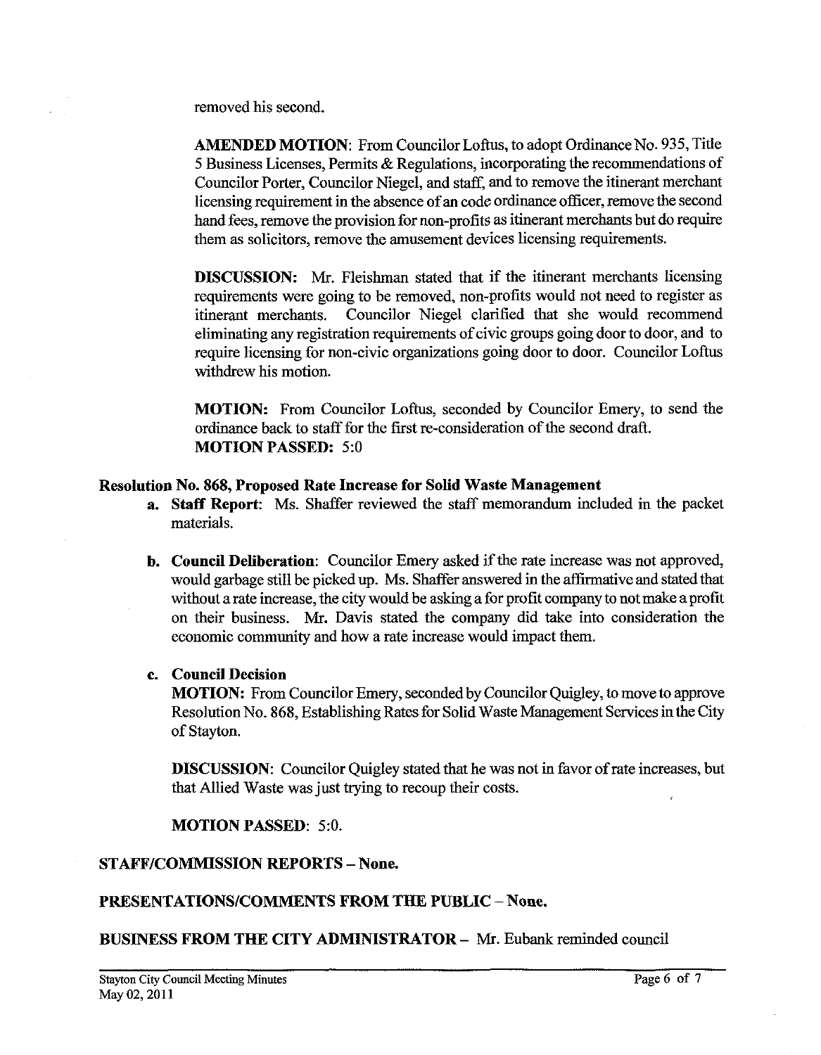removed his second.

**AMENDED MOTION**: From Councilor Loftus, to adopt Ordinance No. 935, Title 5 Business Licenses, Permits & Regulations, incorporating the recommendations of Councilor Porter, Councilor Niegel, and staff, and to remove the itinerant merchant licensing requirement in the absence of an code ordinance officer, remove the second hand fees, remove the provision for non-profits as itinerant merchants but do require them as solicitors, remove the amusement devices licensing requirements.

**DISCUSSION:** Mr. Fleishman stated that if the itinerant merchants licensing requirements were going to be removed, non-profits would not need to register as itinerant merchants. Councilor Niegel clarified that she would recommend eliminating any registration requirements of civic groups going door to door, and to require licensing for non-civic organizations going door to door. Councilor Loftus withdrew his motion.

**MOTION:** From Councilor Loftus, seconded by Councilor Emery, to send the ordinance back to staff for the first re-consideration of the second draft.
**MOTION PASSED:** 5:0

**Resolution No. 868, Proposed Rate Increase for Solid Waste Management**

a. **Staff Report**: Ms. Shaffer reviewed the staff memorandum included in the packet materials.

b. **Council Deliberation**: Councilor Emery asked if the rate increase was not approved, would garbage still be picked up. Ms. Shaffer answered in the affirmative and stated that without a rate increase, the city would be asking a for profit company to not make a profit on their business. Mr. Davis stated the company did take into consideration the economic community and how a rate increase would impact them.

c. **Council Decision**

**MOTION:** From Councilor Emery, seconded by Councilor Quigley, to move to approve Resolution No. 868, Establishing Rates for Solid Waste Management Services in the City of Stayton.

**DISCUSSION**: Councilor Quigley stated that he was not in favor of rate increases, but that Allied Waste was just trying to recoup their costs.

**MOTION PASSED**: 5:0.

**STAFF/COMMISSION REPORTS – None.**

**PRESENTATIONS/COMMENTS FROM THE PUBLIC – None.**

**BUSINESS FROM THE CITY ADMINISTRATOR –** Mr. Eubank reminded council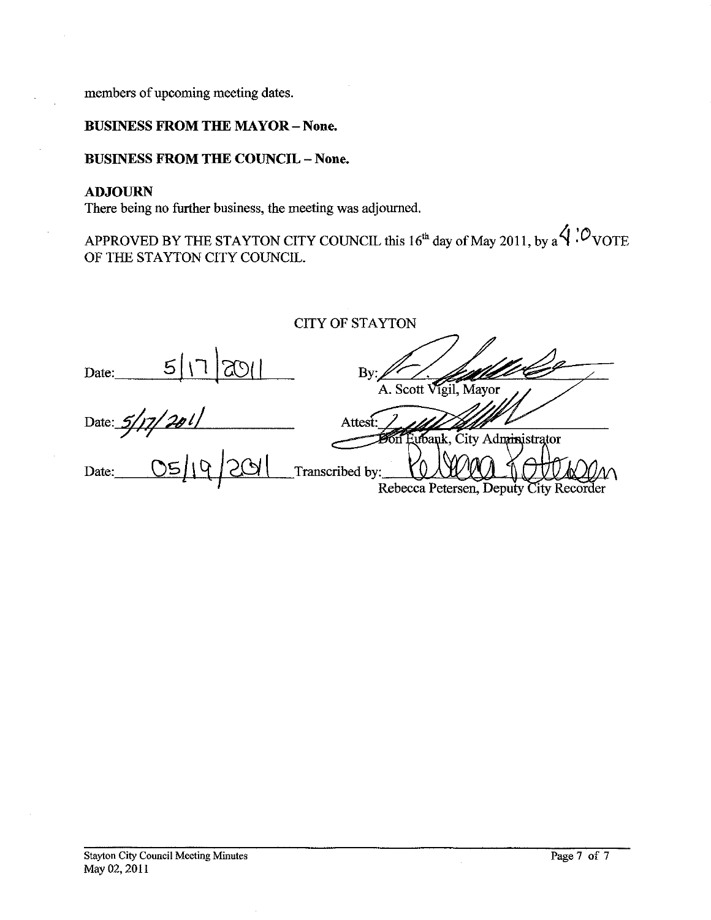members of upcoming meeting dates.

**BUSINESS FROM THE MAYOR – None.**

**BUSINESS FROM THE COUNCIL – None.**

**ADJOURN**

There being no further business, the meeting was adjourned.

APPROVED BY THE STAYTON CITY COUNCIL this 16th day of May 2011, by a 4:0 VOTE OF THE STAYTON CITY COUNCIL.

CITY OF STAYTON

Date: 5/17/2011 By: ____________________
A. Scott Vigil, Mayor

Date: 5/17/2011 Attest: ____________________
Don Eubank, City Administrator

Date: 05/19/2011 Transcribed by: ____________________
Rebecca Petersen, Deputy City Recorder

Stayton City Council Meeting Minutes
May 02, 2011